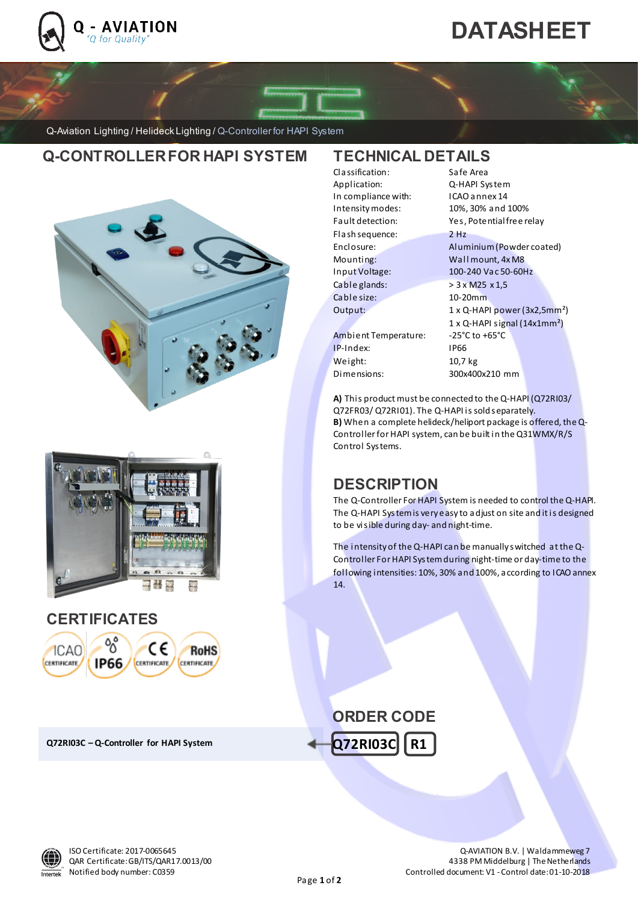Q - AVIATION
"Q for Quality"

# DATASHEET

Q-Aviation Lighting / Helideck Lighting / Q-Controller for HAPI System

## Q-CONTROLLER FOR HAPI SYSTEM

## TECHNICAL DETAILS

| | |
|---|---|
| Classification: | Safe Area |
| Application: | Q-HAPI System |
| In compliance with: | ICAO annex 14 |
| Intensity modes: | 10%, 30% and 100% |
| Fault detection: | Yes, Potential free relay |
| Flash sequence: | 2 Hz |
| Enclosure: | Aluminium (Powder coated) |
| Mounting: | Wall mount, 4x M8 |
| Input Voltage: | 100-240 Vac 50-60Hz |
| Cable glands: | > 3 x M25 x 1,5 |
| Cable size: | 10-20mm |
| Output: | 1 x Q-HAPI power (3x2,5mm²) |
| | 1 x Q-HAPI signal (14x1mm²) |
| Ambient Temperature: | -25°C to +65°C |
| IP-Index: | IP66 |
| Weight: | 10,7 kg |
| Dimensions: | 300x400x210 mm |

**A)** This product must be connected to the Q-HAPI (Q72RI03/ Q72FR03/ Q72RI01). The Q-HAPI is sold separately.
**B)** When a complete helideck/heliport package is offered, the Q-Controller for HAPI system, can be built in the Q31WMX/R/S Control Systems.

## DESCRIPTION

The Q-Controller For HAPI System is needed to control the Q-HAPI. The Q-HAPI System is very easy to adjust on site and it is designed to be visible during day- and night-time.

The intensity of the Q-HAPI can be manually switched at the Q-Controller For HAPI System during night-time or day-time to the following intensities: 10%, 30% and 100%, according to ICAO annex 14.

## CERTIFICATES

ICAO CERTIFICATE | IP66 | CE CERTIFICATE | RoHS CERTIFICATE

## ORDER CODE

**Q72RI03C – Q-Controller for HAPI System** ← Q72RI03C | R1

ISO Certificate: 2017-0065645
QAR Certificate: GB/ITS/QAR17.0013/00
Notified body number: C0359

Q-AVIATION B.V. | Waldammeweg 7
4338 PM Middelburg | The Netherlands
Controlled document: V1 - Control date: 01-10-2018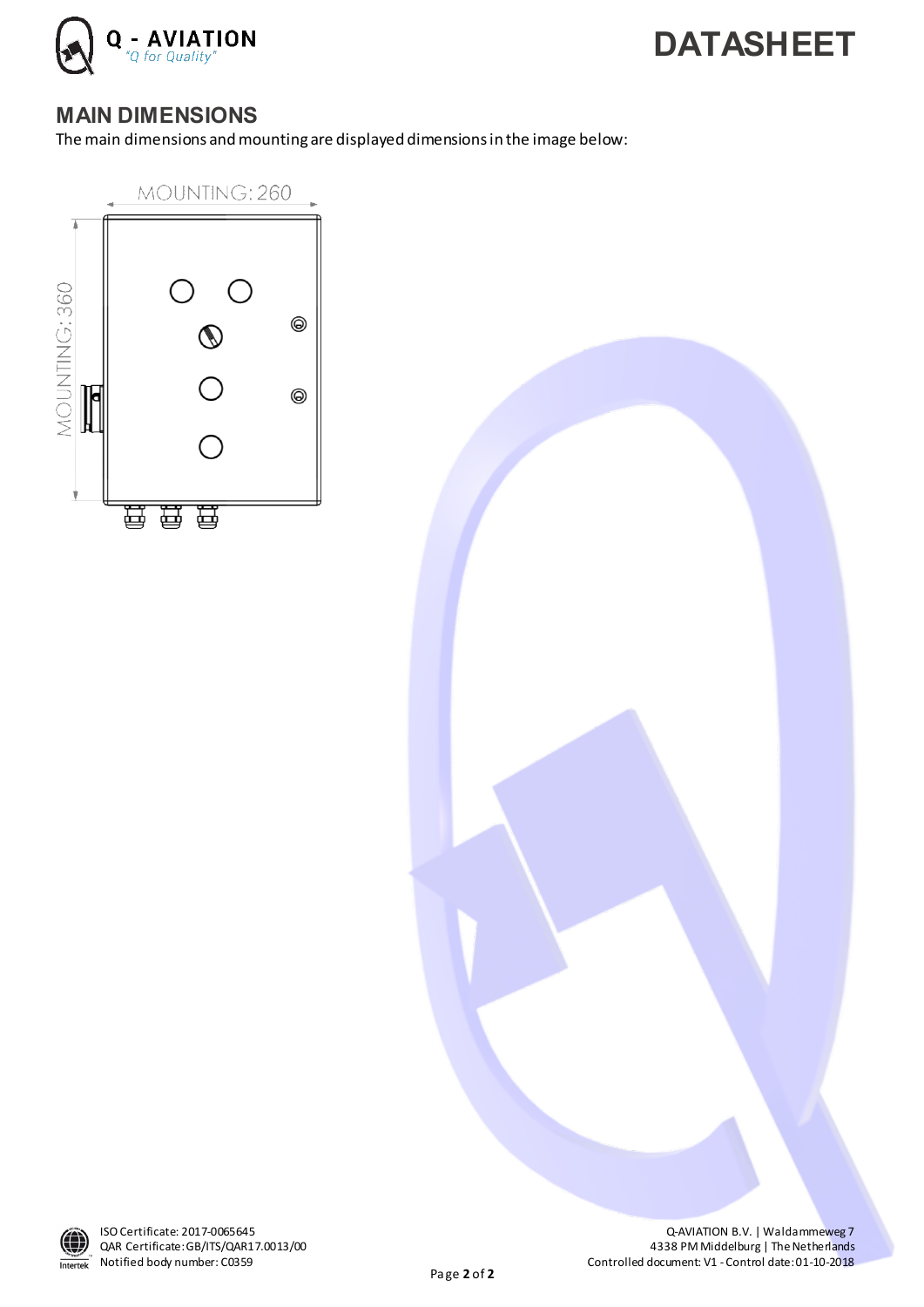## MAIN DIMENSIONS

The main dimensions and mounting are displayed dimensions in the image below:

MOUNTING: 260

MOUNTING: 360

ISO Certificate: 2017-0065645
QAR Certificate: GB/ITS/QAR17.0013/00
Notified body number: C0359

Q-AVIATION B.V. | Waldammeweg 7
4338 PM Middelburg | The Netherlands
Controlled document: V1 - Control date: 01-10-2018